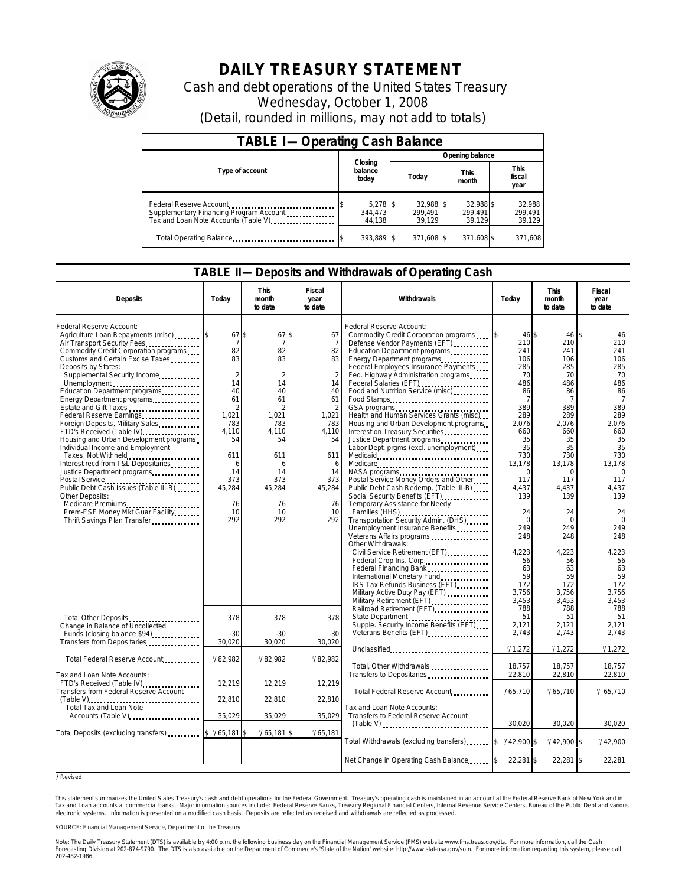# DAILY TREASURY STATEMENT

Cash and debt operations of the United States Treasury

Wednesday, October 1, 2008

(Detail, rounded in millions, may not add to totals)

## TABLE I— Operating Cash Balance

| Type of account | Closing balance today | Opening balance Today | Opening balance This month | Opening balance This fiscal year |
|---|---|---|---|---|
| Federal Reserve Account | $ 5,278 | $ 32,988 | $ 32,988 | $ 32,988 |
| Supplementary Financing Program Account | 344,473 | 299,491 | 299,491 | 299,491 |
| Tax and Loan Note Accounts (Table V) | 44,138 | 39,129 | 39,129 | 39,129 |
| Total Operating Balance | $ 393,889 | $ 371,608 | $ 371,608 | $ 371,608 |

## TABLE II— Deposits and Withdrawals of Operating Cash

| Deposits | Today | This month to date | Fiscal year to date |
|---|---|---|---|
| Federal Reserve Account: | | | |
| Agriculture Loan Repayments (misc) | $ 67 | $ 67 | $ 67 |
| Air Transport Security Fees | 7 | 7 | 7 |
| Commodity Credit Corporation programs | 82 | 82 | 82 |
| Customs and Certain Excise Taxes | 83 | 83 | 83 |
| Deposits by States: | | | |
| Supplemental Security Income | 2 | 2 | 2 |
| Unemployment | 14 | 14 | 14 |
| Education Department programs | 40 | 40 | 40 |
| Energy Department programs | 61 | 61 | 61 |
| Estate and Gift Taxes | 2 | 2 | 2 |
| Federal Reserve Earnings | 1,021 | 1,021 | 1,021 |
| Foreign Deposits, Military Sales | 783 | 783 | 783 |
| FTD's Received (Table IV) | 4,110 | 4,110 | 4,110 |
| Housing and Urban Development programs | 54 | 54 | 54 |
| Individual Income and Employment Taxes, Not Withheld | 611 | 611 | 611 |
| Interest recd from T&L Depositaries | 6 | 6 | 6 |
| Justice Department programs | 14 | 14 | 14 |
| Postal Service | 373 | 373 | 373 |
| Public Debt Cash Issues (Table III-B) | 45,284 | 45,284 | 45,284 |
| Other Deposits: | | | |
| Medicare Premiums | 76 | 76 | 76 |
| Prem-ESF Money Mkt Guar Facility | 10 | 10 | 10 |
| Thrift Savings Plan Transfer | 292 | 292 | 292 |
| Total Other Deposits | 378 | 378 | 378 |
| Change in Balance of Uncollected Funds (closing balance $94) | -30 | -30 | -30 |
| Transfers from Depositaries | 30,020 | 30,020 | 30,020 |
| Total Federal Reserve Account | [1] 82,982 | [1] 82,982 | [1] 82,982 |
| Tax and Loan Note Accounts: | | | |
| FTD's Received (Table IV) | 12,219 | 12,219 | 12,219 |
| Transfers from Federal Reserve Account (Table V) | 22,810 | 22,810 | 22,810 |
| Total Tax and Loan Note Accounts (Table V) | 35,029 | 35,029 | 35,029 |
| Total Deposits (excluding transfers) | $ [1] 65,181 | $ [1] 65,181 | $ [1] 65,181 |

| Withdrawals | Today | This month to date | Fiscal year to date |
|---|---|---|---|
| Federal Reserve Account: | | | |
| Commodity Credit Corporation programs | $ 46 | $ 46 | $ 46 |
| Defense Vendor Payments (EFT) | 210 | 210 | 210 |
| Education Department programs | 241 | 241 | 241 |
| Energy Department programs | 106 | 106 | 106 |
| Federal Employees Insurance Payments | 285 | 285 | 285 |
| Fed. Highway Administration programs | 70 | 70 | 70 |
| Federal Salaries (EFT) | 486 | 486 | 486 |
| Food and Nutrition Service (misc) | 86 | 86 | 86 |
| Food Stamps | 7 | 7 | 7 |
| GSA programs | 389 | 389 | 389 |
| Health and Human Services Grants (misc) | 289 | 289 | 289 |
| Housing and Urban Development programs | 2,076 | 2,076 | 2,076 |
| Interest on Treasury Securities | 660 | 660 | 660 |
| Justice Department programs | 35 | 35 | 35 |
| Labor Dept. prgms (excl. unemployment) | 35 | 35 | 35 |
| Medicaid | 730 | 730 | 730 |
| Medicare | 13,178 | 13,178 | 13,178 |
| NASA programs | 0 | 0 | 0 |
| Postal Service Money Orders and Other | 117 | 117 | 117 |
| Public Debt Cash Redemp. (Table III-B) | 4,437 | 4,437 | 4,437 |
| Social Security Benefits (EFT) | 139 | 139 | 139 |
| Temporary Assistance for Needy Families (HHS) | 24 | 24 | 24 |
| Transportation Security Admin. (DHS) | 0 | 0 | 0 |
| Unemployment Insurance Benefits | 249 | 249 | 249 |
| Veterans Affairs programs | 248 | 248 | 248 |
| Other Withdrawals: | | | |
| Civil Service Retirement (EFT) | 4,223 | 4,223 | 4,223 |
| Federal Crop Ins. Corp. | 56 | 56 | 56 |
| Federal Financing Bank | 63 | 63 | 63 |
| International Monetary Fund | 59 | 59 | 59 |
| IRS Tax Refunds Business (EFT) | 172 | 172 | 172 |
| Military Active Duty Pay (EFT) | 3,756 | 3,756 | 3,756 |
| Military Retirement (EFT) | 3,453 | 3,453 | 3,453 |
| Railroad Retirement (EFT) | 788 | 788 | 788 |
| State Department | 51 | 51 | 51 |
| Supple. Security Income Benefits (EFT) | 2,121 | 2,121 | 2,121 |
| Veterans Benefits (EFT) | 2,743 | 2,743 | 2,743 |
| Unclassified | [1] 1,272 | [1] 1,272 | [1] 1,272 |
| Total, Other Withdrawals | 18,757 | 18,757 | 18,757 |
| Transfers to Depositaries | 22,810 | 22,810 | 22,810 |
| Total Federal Reserve Account | [1] 65,710 | [1] 65,710 | [1] 65,710 |
| Tax and Loan Note Accounts: | | | |
| Transfers to Federal Reserve Account (Table V) | 30,020 | 30,020 | 30,020 |
| Total Withdrawals (excluding transfers) | $ [1] 42,900 | $ [1] 42,900 | $ [1] 42,900 |
| Net Change in Operating Cash Balance | $ 22,281 | $ 22,281 | $ 22,281 |

[1] Revised

This statement summarizes the United States Treasury's cash and debt operations for the Federal Government. Treasury's operating cash is maintained in an account at the Federal Reserve Bank of New York and in Tax and Loan accounts at commercial banks. Major information sources include: Federal Reserve Banks, Treasury Regional Financial Centers, Internal Revenue Service Centers, Bureau of the Public Debt and various electronic systems. Information is presented on a modified cash basis. Deposits are reflected as received and withdrawals are reflected as processed.

SOURCE: Financial Management Service, Department of the Treasury

Note: The Daily Treasury Statement (DTS) is available by 4:00 p.m. the following business day on the Financial Management Service (FMS) website www.fms.treas.gov/dts. For more information, call the Cash Forecasting Division at 202-874-9790. The DTS is also available on the Department of Commerce's "State of the Nation" website: http://www.stat-usa.gov/sotn. For more information regarding this system, please call 202-482-1986.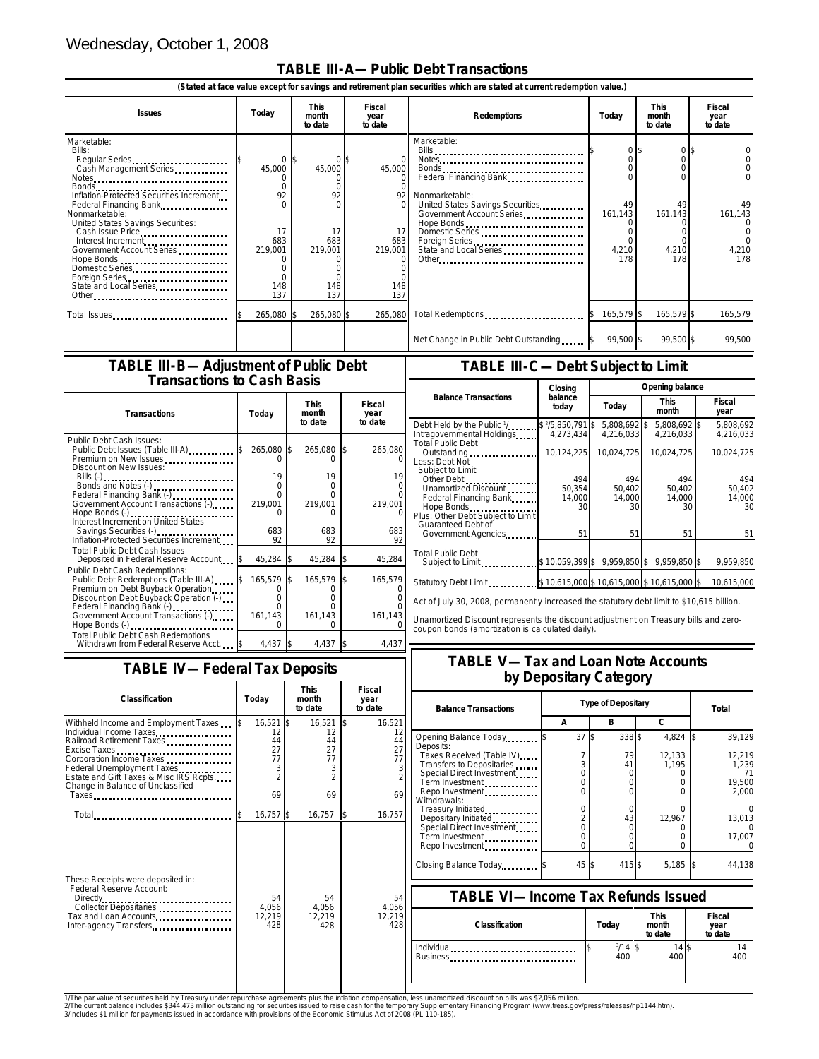Wednesday, October 1, 2008

## TABLE III-A— Public Debt Transactions

(Stated at face value except for savings and retirement plan securities which are stated at current redemption value.)

| Issues | Today | This month to date | Fiscal year to date |
|---|---|---|---|
| Marketable: | | | |
| Bills: | | | |
| Regular Series | $ 0 | $ 0 | $ 0 |
| Cash Management Series | 45,000 | 45,000 | 45,000 |
| Notes | 0 | 0 | 0 |
| Bonds | 0 | 0 | 0 |
| Inflation-Protected Securities Increment | 92 | 92 | 92 |
| Federal Financing Bank | 0 | 0 | 0 |
| Nonmarketable: | | | |
| United States Savings Securities: | | | |
| Cash Issue Price | 17 | 17 | 17 |
| Interest Increment | 683 | 683 | 683 |
| Government Account Series | 219,001 | 219,001 | 219,001 |
| Hope Bonds | 0 | 0 | 0 |
| Domestic Series | 0 | 0 | 0 |
| Foreign Series | 0 | 0 | 0 |
| State and Local Series | 148 | 148 | 148 |
| Other | 137 | 137 | 137 |
| Total Issues | $ 265,080 | $ 265,080 | $ 265,080 |

| Redemptions | Today | This month to date | Fiscal year to date |
|---|---|---|---|
| Marketable: | | | |
| Bills | $ 0 | $ 0 | $ 0 |
| Notes | 0 | 0 | 0 |
| Bonds | 0 | 0 | 0 |
| Federal Financing Bank | 0 | 0 | 0 |
| Nonmarketable: | | | |
| United States Savings Securities | 49 | 49 | 49 |
| Government Account Series | 161,143 | 161,143 | 161,143 |
| Hope Bonds | 0 | 0 | 0 |
| Domestic Series | 0 | 0 | 0 |
| Foreign Series | 0 | 0 | 0 |
| State and Local Series | 4,210 | 4,210 | 4,210 |
| Other | 178 | 178 | 178 |
| Total Redemptions | $ 165,579 | $ 165,579 | $ 165,579 |
| Net Change in Public Debt Outstanding | $ 99,500 | $ 99,500 | $ 99,500 |

## TABLE III-B— Adjustment of Public Debt Transactions to Cash Basis

| Transactions | Today | This month to date | Fiscal year to date |
|---|---|---|---|
| Public Debt Cash Issues: | | | |
| Public Debt Issues (Table III-A) | $ 265,080 | $ 265,080 | $ 265,080 |
| Premium on New Issues | 0 | 0 | 0 |
| Discount on New Issues: | | | |
| Bills (-) | 19 | 19 | 19 |
| Bonds and Notes (-) | 0 | 0 | 0 |
| Federal Financing Bank (-) | 0 | 0 | 0 |
| Government Account Transactions (-) | 219,001 | 219,001 | 219,001 |
| Hope Bonds (-) | 0 | 0 | 0 |
| Interest Increment on United States Savings Securities (-) | 683 | 683 | 683 |
| Inflation-Protected Securities Increment | 92 | 92 | 92 |
| Total Public Debt Cash Issues Deposited in Federal Reserve Account | $ 45,284 | $ 45,284 | $ 45,284 |
| Public Debt Cash Redemptions: | | | |
| Public Debt Redemptions (Table III-A) | $ 165,579 | $ 165,579 | $ 165,579 |
| Premium on Debt Buyback Operation | 0 | 0 | 0 |
| Discount on Debt Buyback Operation (-) | 0 | 0 | 0 |
| Federal Financing Bank (-) | 0 | 0 | 0 |
| Government Account Transactions (-) | 161,143 | 161,143 | 161,143 |
| Hope Bonds (-) | 0 | 0 | 0 |
| Total Public Debt Cash Redemptions Withdrawn from Federal Reserve Acct. | $ 4,437 | $ 4,437 | $ 4,437 |

## TABLE III-C— Debt Subject to Limit

| Balance Transactions | Closing balance today | Opening balance Today | Opening balance This month | Opening balance Fiscal year |
|---|---|---|---|---|
| Debt Held by the Public [1] | $ [2]5,850,791 | $ 5,808,692 | $ 5,808,692 | $ 5,808,692 |
| Intragovernmental Holdings | 4,273,434 | 4,216,033 | 4,216,033 | 4,216,033 |
| Total Public Debt Outstanding | 10,124,225 | 10,024,725 | 10,024,725 | 10,024,725 |
| Less: Debt Not Subject to Limit: | | | | |
| Other Debt | 494 | 494 | 494 | 494 |
| Unamortized Discount | 50,354 | 50,402 | 50,402 | 50,402 |
| Federal Financing Bank | 14,000 | 14,000 | 14,000 | 14,000 |
| Hope Bonds | 30 | 30 | 30 | 30 |
| Plus: Other Debt Subject to Limit Guaranteed Debt of Government Agencies | 51 | 51 | 51 | 51 |
| Total Public Debt Subject to Limit | $ 10,059,399 | $ 9,959,850 | $ 9,959,850 | $ 9,959,850 |
| Statutory Debt Limit | $ 10,615,000 | $ 10,615,000 | $ 10,615,000 | $ 10,615,000 |

Act of July 30, 2008, permanently increased the statutory debt limit to $10,615 billion.

Unamortized Discount represents the discount adjustment on Treasury bills and zero-coupon bonds (amortization is calculated daily).

## TABLE IV— Federal Tax Deposits

| Classification | Today | This month to date | Fiscal year to date |
|---|---|---|---|
| Withheld Income and Employment Taxes | $ 16,521 | $ 16,521 | $ 16,521 |
| Individual Income Taxes | 12 | 12 | 12 |
| Railroad Retirement Taxes | 44 | 44 | 44 |
| Excise Taxes | 27 | 27 | 27 |
| Corporation Income Taxes | 77 | 77 | 77 |
| Federal Unemployment Taxes | 3 | 3 | 3 |
| Estate and Gift Taxes & Misc IRS Rcpts. | 2 | 2 | 2 |
| Change in Balance of Unclassified Taxes | 69 | 69 | 69 |
| Total | $ 16,757 | $ 16,757 | $ 16,757 |
| These Receipts were deposited in: | | | |
| Federal Reserve Account: | | | |
| Directly | 54 | 54 | 54 |
| Collector Depositaries | 4,056 | 4,056 | 4,056 |
| Tax and Loan Accounts | 12,219 | 12,219 | 12,219 |
| Inter-agency Transfers | 428 | 428 | 428 |

## TABLE V— Tax and Loan Note Accounts by Depositary Category

| Balance Transactions | Type of Depositary A | B | C | Total |
|---|---|---|---|---|
| Opening Balance Today | $ 37 | $ 338 | $ 4,824 | $ 39,129 |
| Deposits: | | | | |
| Taxes Received (Table IV) | 7 | 79 | 12,133 | 12,219 |
| Transfers to Depositaries | 3 | 41 | 1,195 | 1,239 |
| Special Direct Investment | 0 | 0 | 0 | 71 |
| Term Investment | 0 | 0 | 0 | 19,500 |
| Repo Investment | 0 | 0 | 0 | 2,000 |
| Withdrawals: | | | | |
| Treasury Initiated | 0 | 0 | 0 | 0 |
| Depositary Initiated | 2 | 43 | 12,967 | 13,013 |
| Special Direct Investment | 0 | 0 | 0 | 0 |
| Term Investment | 0 | 0 | 0 | 17,007 |
| Repo Investment | 0 | 0 | 0 | 0 |
| Closing Balance Today | $ 45 | $ 415 | $ 5,185 | $ 44,138 |

## TABLE VI— Income Tax Refunds Issued

| Classification | Today | This month to date | Fiscal year to date |
|---|---|---|---|
| Individual | $ [3]14 | $ 14 | $ 14 |
| Business | 400 | 400 | 400 |

1/The par value of securities held by Treasury under repurchase agreements plus the inflation compensation, less unamortized discount on bills was $2,056 million.
2/The current balance includes $344,473 million outstanding for securities issued to raise cash for the temporary Supplementary Financing Program (www.treas.gov/press/releases/hp1144.htm).
3/Includes $1 million for payments issued in accordance with provisions of the Economic Stimulus Act of 2008 (PL 110-185).